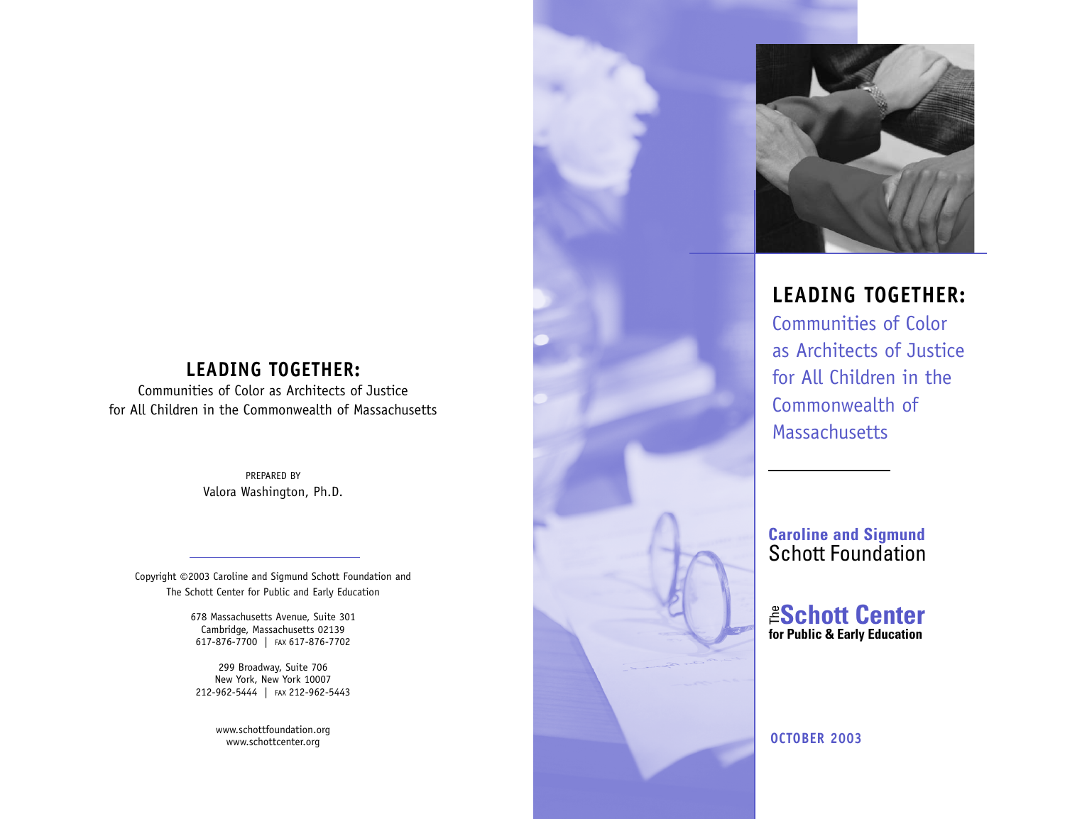# LEADING TOGETHER:

Communities of Color as Architects of Justice
for All Children in the Commonwealth of Massachusetts

PREPARED BY
Valora Washington, Ph.D.

---

Copyright ©2003 Caroline and Sigmund Schott Foundation and
The Schott Center for Public and Early Education

678 Massachusetts Avenue, Suite 301
Cambridge, Massachusetts 02139
617-876-7700 | FAX 617-876-7702

299 Broadway, Suite 706
New York, New York 10007
212-962-5444 | FAX 212-962-5443

www.schottfoundation.org
www.schottcenter.org

# LEADING TOGETHER:

## Communities of Color as Architects of Justice for All Children in the Commonwealth of Massachusetts

**Caroline and Sigmund**
Schott Foundation

**The Schott Center**
**for Public & Early Education**

**OCTOBER 2003**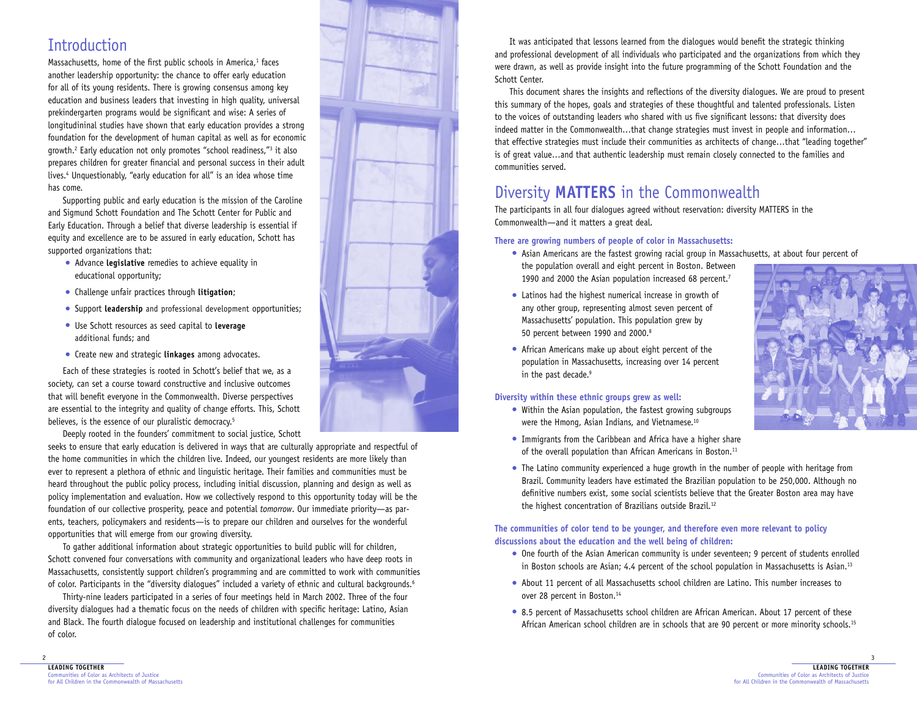# Introduction

Massachusetts, home of the first public schools in America,[1] faces another leadership opportunity: the chance to offer early education for all of its young residents. There is growing consensus among key education and business leaders that investing in high quality, universal prekindergarten programs would be significant and wise: A series of longitudininal studies have shown that early education provides a strong foundation for the development of human capital as well as for economic growth.[2] Early education not only promotes "school readiness,"[3] it also prepares children for greater financial and personal success in their adult lives.[4] Unquestionably, "early education for all" is an idea whose time has come.

Supporting public and early education is the mission of the Caroline and Sigmund Schott Foundation and The Schott Center for Public and Early Education. Through a belief that diverse leadership is essential if equity and excellence are to be assured in early education, Schott has supported organizations that:

- Advance **legislative** remedies to achieve equality in educational opportunity;
- Challenge unfair practices through **litigation**;
- Support **leadership** and professional development opportunities;
- Use Schott resources as seed capital to **leverage** additional funds; and
- Create new and strategic **linkages** among advocates.

Each of these strategies is rooted in Schott's belief that we, as a society, can set a course toward constructive and inclusive outcomes that will benefit everyone in the Commonwealth. Diverse perspectives are essential to the integrity and quality of change efforts. This, Schott believes, is the essence of our pluralistic democracy.[5]

Deeply rooted in the founders' commitment to social justice, Schott seeks to ensure that early education is delivered in ways that are culturally appropriate and respectful of the home communities in which the children live. Indeed, our youngest residents are more likely than ever to represent a plethora of ethnic and linguistic heritage. Their families and communities must be heard throughout the public policy process, including initial discussion, planning and design as well as policy implementation and evaluation. How we collectively respond to this opportunity today will be the foundation of our collective prosperity, peace and potential *tomorrow*. Our immediate priority—as parents, teachers, policymakers and residents—is to prepare our children and ourselves for the wonderful opportunities that will emerge from our growing diversity.

To gather additional information about strategic opportunities to build public will for children, Schott convened four conversations with community and organizational leaders who have deep roots in Massachusetts, consistently support children's programming and are committed to work with communities of color. Participants in the "diversity dialogues" included a variety of ethnic and cultural backgrounds.[6]

Thirty-nine leaders participated in a series of four meetings held in March 2002. Three of the four diversity dialogues had a thematic focus on the needs of children with specific heritage: Latino, Asian and Black. The fourth dialogue focused on leadership and institutional challenges for communities of color.

It was anticipated that lessons learned from the dialogues would benefit the strategic thinking and professional development of all individuals who participated and the organizations from which they were drawn, as well as provide insight into the future programming of the Schott Foundation and the Schott Center.

This document shares the insights and reflections of the diversity dialogues. We are proud to present this summary of the hopes, goals and strategies of these thoughtful and talented professionals. Listen to the voices of outstanding leaders who shared with us five significant lessons: that diversity does indeed matter in the Commonwealth...that change strategies must invest in people and information... that effective strategies must include their communities as architects of change...that "leading together" is of great value...and that authentic leadership must remain closely connected to the families and communities served.

# Diversity **MATTERS** in the Commonwealth

The participants in all four dialogues agreed without reservation: diversity MATTERS in the Commonwealth—and it matters a great deal.

**There are growing numbers of people of color in Massachusetts:**

- Asian Americans are the fastest growing racial group in Massachusetts, at about four percent of the population overall and eight percent in Boston. Between 1990 and 2000 the Asian population increased 68 percent.[7]
- Latinos had the highest numerical increase in growth of any other group, representing almost seven percent of Massachusetts' population. This population grew by 50 percent between 1990 and 2000.[8]
- African Americans make up about eight percent of the population in Massachusetts, increasing over 14 percent in the past decade.[9]

**Diversity within these ethnic groups grew as well:**

- Within the Asian population, the fastest growing subgroups were the Hmong, Asian Indians, and Vietnamese.[10]
- Immigrants from the Caribbean and Africa have a higher share of the overall population than African Americans in Boston.[11]
- The Latino community experienced a huge growth in the number of people with heritage from Brazil. Community leaders have estimated the Brazilian population to be 250,000. Although no definitive numbers exist, some social scientists believe that the Greater Boston area may have the highest concentration of Brazilians outside Brazil.[12]

**The communities of color tend to be younger, and therefore even more relevant to policy discussions about the education and the well being of children:**

- One fourth of the Asian American community is under seventeen; 9 percent of students enrolled in Boston schools are Asian; 4.4 percent of the school population in Massachusetts is Asian.[13]
- About 11 percent of all Massachusetts school children are Latino. This number increases to over 28 percent in Boston.[14]
- 8.5 percent of Massachusetts school children are African American. About 17 percent of these African American school children are in schools that are 90 percent or more minority schools.[15]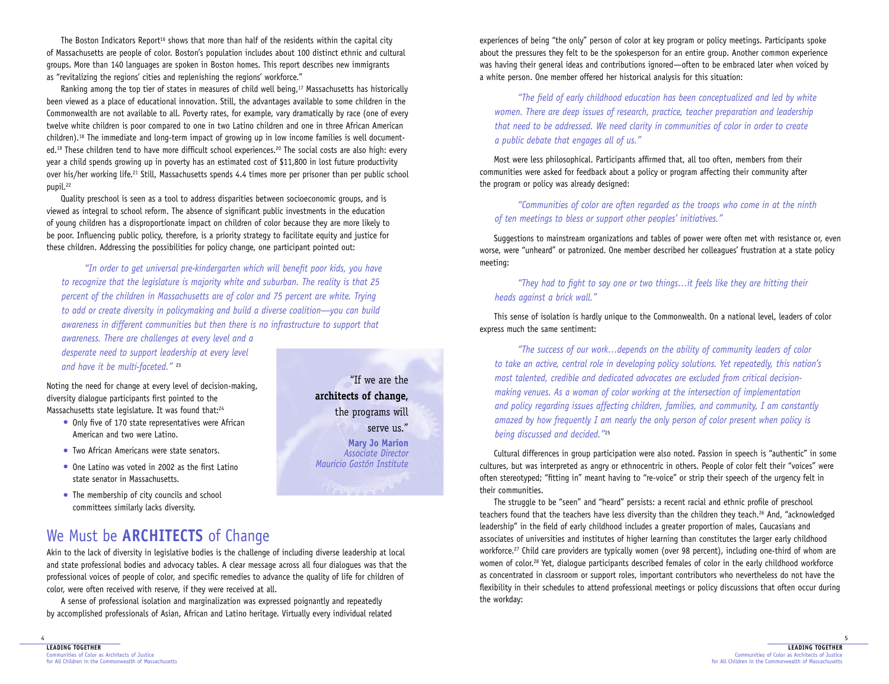The Boston Indicators Report[16] shows that more than half of the residents within the capital city of Massachusetts are people of color. Boston's population includes about 100 distinct ethnic and cultural groups. More than 140 languages are spoken in Boston homes. This report describes new immigrants as "revitalizing the regions' cities and replenishing the regions' workforce."

Ranking among the top tier of states in measures of child well being,[17] Massachusetts has historically been viewed as a place of educational innovation. Still, the advantages available to some children in the Commonwealth are not available to all. Poverty rates, for example, vary dramatically by race (one of every twelve white children is poor compared to one in two Latino children and one in three African American children).[18] The immediate and long-term impact of growing up in low income families is well documented.[19] These children tend to have more difficult school experiences.[20] The social costs are also high: every year a child spends growing up in poverty has an estimated cost of $11,800 in lost future productivity over his/her working life.[21] Still, Massachusetts spends 4.4 times more per prisoner than per public school pupil.[22]

Quality preschool is seen as a tool to address disparities between socioeconomic groups, and is viewed as integral to school reform. The absence of significant public investments in the education of young children has a disproportionate impact on children of color because they are more likely to be poor. Influencing public policy, therefore, is a priority strategy to facilitate equity and justice for these children. Addressing the possibilities for policy change, one participant pointed out:

> *"In order to get universal pre-kindergarten which will benefit poor kids, you have to recognize that the legislature is majority white and suburban. The reality is that 25 percent of the children in Massachusetts are of color and 75 percent are white. Trying to add or create diversity in policymaking and build a diverse coalition—you can build awareness in different communities but then there is no infrastructure to support that awareness. There are challenges at every level and a desperate need to support leadership at every level and have it be multi-faceted."* [23]

Noting the need for change at every level of decision-making, diversity dialogue participants first pointed to the Massachusetts state legislature. It was found that:[24]

- Only five of 170 state representatives were African American and two were Latino.
- Two African Americans were state senators.
- One Latino was voted in 2002 as the first Latino state senator in Massachusetts.
- The membership of city councils and school committees similarly lacks diversity.

> "If we are the **architects of change,** the programs will serve us."
>
> **Mary Jo Marion**
> *Associate Director*
> *Mauricio Gastón Institute*

## We Must be **ARCHITECTS** of Change

Akin to the lack of diversity in legislative bodies is the challenge of including diverse leadership at local and state professional bodies and advocacy tables. A clear message across all four dialogues was that the professional voices of people of color, and specific remedies to advance the quality of life for children of color, were often received with reserve, if they were received at all.

A sense of professional isolation and marginalization was expressed poignantly and repeatedly by accomplished professionals of Asian, African and Latino heritage. Virtually every individual related experiences of being "the only" person of color at key program or policy meetings. Participants spoke about the pressures they felt to be the spokesperson for an entire group. Another common experience was having their general ideas and contributions ignored—often to be embraced later when voiced by a white person. One member offered her historical analysis for this situation:

> *"The field of early childhood education has been conceptualized and led by white women. There are deep issues of research, practice, teacher preparation and leadership that need to be addressed. We need clarity in communities of color in order to create a public debate that engages all of us."*

Most were less philosophical. Participants affirmed that, all too often, members from their communities were asked for feedback about a policy or program affecting their community after the program or policy was already designed:

> *"Communities of color are often regarded as the troops who come in at the ninth of ten meetings to bless or support other peoples' initiatives."*

Suggestions to mainstream organizations and tables of power were often met with resistance or, even worse, were "unheard" or patronized. One member described her colleagues' frustration at a state policy meeting:

> *"They had to fight to say one or two things…it feels like they are hitting their heads against a brick wall."*

This sense of isolation is hardly unique to the Commonwealth. On a national level, leaders of color express much the same sentiment:

> *"The success of our work…depends on the ability of community leaders of color to take an active, central role in developing policy solutions. Yet repeatedly, this nation's most talented, credible and dedicated advocates are excluded from critical decision-making venues. As a woman of color working at the intersection of implementation and policy regarding issues affecting children, families, and community, I am constantly amazed by how frequently I am nearly the only person of color present when policy is being discussed and decided."*[25]

Cultural differences in group participation were also noted. Passion in speech is "authentic" in some cultures, but was interpreted as angry or ethnocentric in others. People of color felt their "voices" were often stereotyped; "fitting in" meant having to "re-voice" or strip their speech of the urgency felt in their communities.

The struggle to be "seen" and "heard" persists: a recent racial and ethnic profile of preschool teachers found that the teachers have less diversity than the children they teach.[26] And, "acknowledged leadership" in the field of early childhood includes a greater proportion of males, Caucasians and associates of universities and institutes of higher learning than constitutes the larger early childhood workforce.[27] Child care providers are typically women (over 98 percent), including one-third of whom are women of color.[28] Yet, dialogue participants described females of color in the early childhood workforce as concentrated in classroom or support roles, important contributors who nevertheless do not have the flexibility in their schedules to attend professional meetings or policy discussions that often occur during the workday: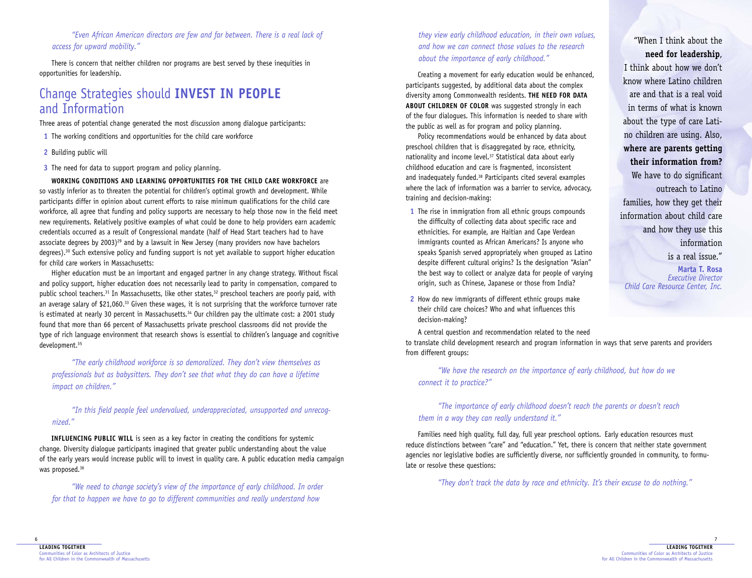*"Even African American directors are few and far between. There is a real lack of access for upward mobility."*

There is concern that neither children nor programs are best served by these inequities in opportunities for leadership.

## Change Strategies should **INVEST IN PEOPLE** and Information

Three areas of potential change generated the most discussion among dialogue participants:

1. The working conditions and opportunities for the child care workforce
2. Building public will
3. The need for data to support program and policy planning.

**WORKING CONDITIONS AND LEARNING OPPORTUNITIES FOR THE CHILD CARE WORKFORCE** are so vastly inferior as to threaten the potential for children's optimal growth and development. While participants differ in opinion about current efforts to raise minimum qualifications for the child care workforce, all agree that funding and policy supports are necessary to help those now in the field meet new requirements. Relatively positive examples of what could be done to help providers earn academic credentials occurred as a result of Congressional mandate (half of Head Start teachers had to have associate degrees by 2003)[29] and by a lawsuit in New Jersey (many providers now have bachelors degrees).[30] Such extensive policy and funding support is not yet available to support higher education for child care workers in Massachusetts:

Higher education must be an important and engaged partner in any change strategy. Without fiscal and policy support, higher education does not necessarily lead to parity in compensation, compared to public school teachers.[31] In Massachusetts, like other states,[32] preschool teachers are poorly paid, with an average salary of $21,060.[33] Given these wages, it is not surprising that the workforce turnover rate is estimated at nearly 30 percent in Massachusetts.[34] Our children pay the ultimate cost: a 2001 study found that more than 66 percent of Massachusetts private preschool classrooms did not provide the type of rich language environment that research shows is essential to children's language and cognitive development.[35]

*"The early childhood workforce is so demoralized. They don't view themselves as professionals but as babysitters. They don't see that what they do can have a lifetime impact on children."*

*"In this field people feel undervalued, underappreciated, unsupported and unrecognized."*

**INFLUENCING PUBLIC WILL** is seen as a key factor in creating the conditions for systemic change. Diversity dialogue participants imagined that greater public understanding about the value of the early years would increase public will to invest in quality care. A public education media campaign was proposed.[36]

*"We need to change society's view of the importance of early childhood. In order for that to happen we have to go to different communities and really understand how they view early childhood education, in their own values, and how we can connect those values to the research about the importance of early childhood."*

Creating a movement for early education would be enhanced, participants suggested, by additional data about the complex diversity among Commonwealth residents. **THE NEED FOR DATA ABOUT CHILDREN OF COLOR** was suggested strongly in each of the four dialogues. This information is needed to share with the public as well as for program and policy planning.

Policy recommendations would be enhanced by data about preschool children that is disaggregated by race, ethnicity, nationality and income level.[37] Statistical data about early childhood education and care is fragmented, inconsistent and inadequately funded.[38] Participants cited several examples where the lack of information was a barrier to service, advocacy, training and decision-making:

1. The rise in immigration from all ethnic groups compounds the difficulty of collecting data about specific race and ethnicities. For example, are Haitian and Cape Verdean immigrants counted as African Americans? Is anyone who speaks Spanish served appropriately when grouped as Latino despite different cultural origins? Is the designation "Asian" the best way to collect or analyze data for people of varying origin, such as Chinese, Japanese or those from India?
2. How do new immigrants of different ethnic groups make their child care choices? Who and what influences this decision-making?

> "When I think about the **need for leadership**, I think about how we don't know where Latino children are and that is a real void in terms of what is known about the type of care Latino children are using. Also, **where are parents getting their information from?** We have to do significant outreach to Latino families, how they get their information about child care and how they use this information is a real issue."
>
> **Marta T. Rosa**
> *Executive Director*
> *Child Care Resource Center, Inc.*

A central question and recommendation related to the need to translate child development research and program information in ways that serve parents and providers from different groups:

*"We have the research on the importance of early childhood, but how do we connect it to practice?"*

*"The importance of early childhood doesn't reach the parents or doesn't reach them in a way they can really understand it."*

Families need high quality, full day, full year preschool options. Early education resources must reduce distinctions between "care" and "education." Yet, there is concern that neither state government agencies nor legislative bodies are sufficiently diverse, nor sufficiently grounded in community, to formulate or resolve these questions:

*"They don't track the data by race and ethnicity. It's their excuse to do nothing."*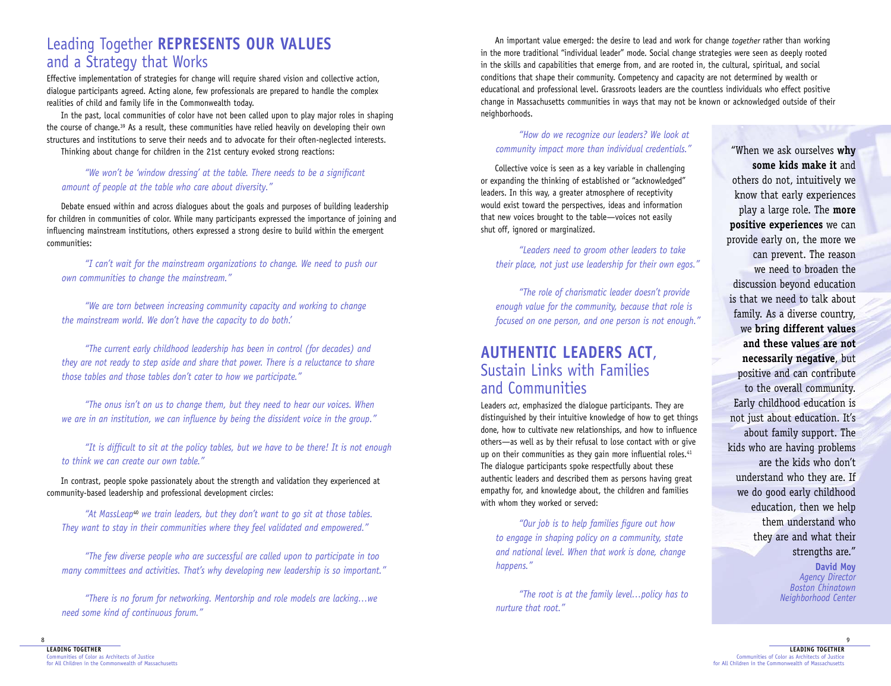## Leading Together **REPRESENTS OUR VALUES** and a Strategy that Works

Effective implementation of strategies for change will require shared vision and collective action, dialogue participants agreed. Acting alone, few professionals are prepared to handle the complex realities of child and family life in the Commonwealth today.

In the past, local communities of color have not been called upon to play major roles in shaping the course of change.[39] As a result, these communities have relied heavily on developing their own structures and institutions to serve their needs and to advocate for their often-neglected interests.

Thinking about change for children in the 21st century evoked strong reactions:

*"We won't be 'window dressing' at the table. There needs to be a significant amount of people at the table who care about diversity."*

Debate ensued within and across dialogues about the goals and purposes of building leadership for children in communities of color. While many participants expressed the importance of joining and influencing mainstream institutions, others expressed a strong desire to build within the emergent communities:

*"I can't wait for the mainstream organizations to change. We need to push our own communities to change the mainstream."*

*"We are torn between increasing community capacity and working to change the mainstream world. We don't have the capacity to do both.'*

*"The current early childhood leadership has been in control (for decades) and they are not ready to step aside and share that power. There is a reluctance to share those tables and those tables don't cater to how we participate."*

*"The onus isn't on us to change them, but they need to hear our voices. When we are in an institution, we can influence by being the dissident voice in the group."*

*"It is difficult to sit at the policy tables, but we have to be there! It is not enough to think we can create our own table."*

In contrast, people spoke passionately about the strength and validation they experienced at community-based leadership and professional development circles:

*"At MassLeap[40] we train leaders, but they don't want to go sit at those tables. They want to stay in their communities where they feel validated and empowered."*

*"The few diverse people who are successful are called upon to participate in too many committees and activities. That's why developing new leadership is so important."*

*"There is no forum for networking. Mentorship and role models are lacking…we need some kind of continuous forum."*

An important value emerged: the desire to lead and work for change *together* rather than working in the more traditional "individual leader" mode. Social change strategies were seen as deeply rooted in the skills and capabilities that emerge from, and are rooted in, the cultural, spiritual, and social conditions that shape their community. Competency and capacity are not determined by wealth or educational and professional level. Grassroots leaders are the countless individuals who effect positive change in Massachusetts communities in ways that may not be known or acknowledged outside of their neighborhoods.

*"How do we recognize our leaders? We look at community impact more than individual credentials."*

Collective voice is seen as a key variable in challenging or expanding the thinking of established or "acknowledged" leaders. In this way, a greater atmosphere of receptivity would exist toward the perspectives, ideas and information that new voices brought to the table—voices not easily shut off, ignored or marginalized.

*"Leaders need to groom other leaders to take their place, not just use leadership for their own egos."*

*"The role of charismatic leader doesn't provide enough value for the community, because that role is focused on one person, and one person is not enough."*

## **AUTHENTIC LEADERS ACT**, Sustain Links with Families and Communities

Leaders *act*, emphasized the dialogue participants. They are distinguished by their intuitive knowledge of how to get things done, how to cultivate new relationships, and how to influence others—as well as by their refusal to lose contact with or give up on their communities as they gain more influential roles.[41] The dialogue participants spoke respectfully about these authentic leaders and described them as persons having great empathy for, and knowledge about, the children and families with whom they worked or served:

*"Our job is to help families figure out how to engage in shaping policy on a community, state and national level. When that work is done, change happens."*

*"The root is at the family level…policy has to nurture that root."*

"When we ask ourselves **why some kids make it** and others do not, intuitively we know that early experiences play a large role. The **more positive experiences** we can provide early on, the more we can prevent. The reason we need to broaden the discussion beyond education is that we need to talk about family. As a diverse country, we **bring different values and these values are not necessarily negative**, but positive and can contribute to the overall community. Early childhood education is not just about education. It's about family support. The kids who are having problems are the kids who don't understand who they are. If we do good early childhood education, then we help them understand who they are and what their strengths are."

**David Moy**
*Agency Director*
*Boston Chinatown Neighborhood Center*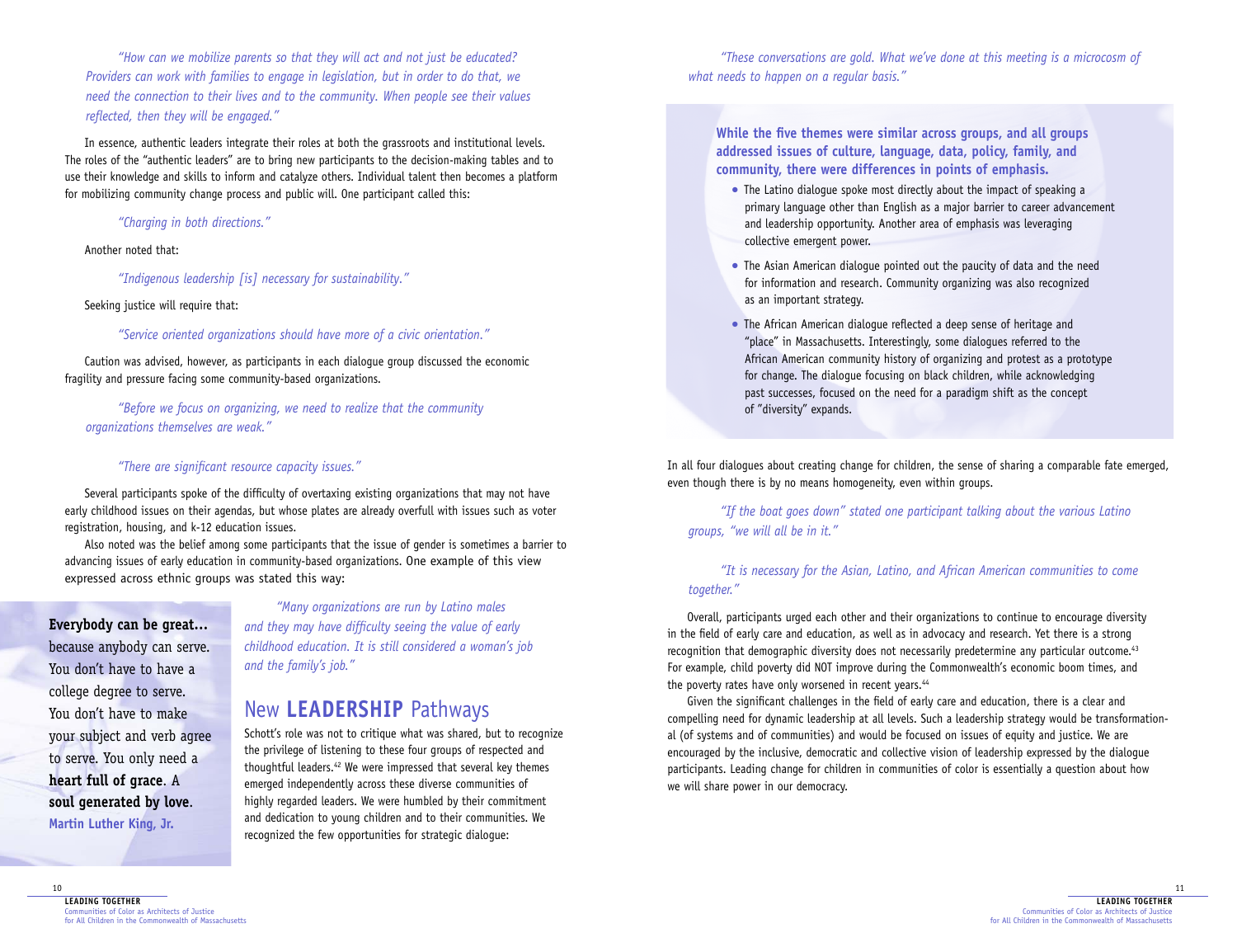*"How can we mobilize parents so that they will act and not just be educated? Providers can work with families to engage in legislation, but in order to do that, we need the connection to their lives and to the community. When people see their values reflected, then they will be engaged."*

In essence, authentic leaders integrate their roles at both the grassroots and institutional levels. The roles of the "authentic leaders" are to bring new participants to the decision-making tables and to use their knowledge and skills to inform and catalyze others. Individual talent then becomes a platform for mobilizing community change process and public will. One participant called this:

*"Charging in both directions."*

Another noted that:

*"Indigenous leadership [is] necessary for sustainability."*

Seeking justice will require that:

*"Service oriented organizations should have more of a civic orientation."*

Caution was advised, however, as participants in each dialogue group discussed the economic fragility and pressure facing some community-based organizations.

*"Before we focus on organizing, we need to realize that the community organizations themselves are weak."*

*"There are significant resource capacity issues."*

Several participants spoke of the difficulty of overtaxing existing organizations that may not have early childhood issues on their agendas, but whose plates are already overfull with issues such as voter registration, housing, and k-12 education issues.

Also noted was the belief among some participants that the issue of gender is sometimes a barrier to advancing issues of early education in community-based organizations. One example of this view expressed across ethnic groups was stated this way:

*"Many organizations are run by Latino males and they may have difficulty seeing the value of early childhood education. It is still considered a woman's job and the family's job."*

**Everybody can be great...** because anybody can serve. You don't have to have a college degree to serve. You don't have to make your subject and verb agree to serve. You only need a **heart full of grace**. A **soul generated by love**.
**Martin Luther King, Jr.**

## New **LEADERSHIP** Pathways

Schott's role was not to critique what was shared, but to recognize the privilege of listening to these four groups of respected and thoughtful leaders.[42] We were impressed that several key themes emerged independently across these diverse communities of highly regarded leaders. We were humbled by their commitment and dedication to young children and to their communities. We recognized the few opportunities for strategic dialogue:

*"These conversations are gold. What we've done at this meeting is a microcosm of what needs to happen on a regular basis."*

**While the five themes were similar across groups, and all groups addressed issues of culture, language, data, policy, family, and community, there were differences in points of emphasis.**

- The Latino dialogue spoke most directly about the impact of speaking a primary language other than English as a major barrier to career advancement and leadership opportunity. Another area of emphasis was leveraging collective emergent power.
- The Asian American dialogue pointed out the paucity of data and the need for information and research. Community organizing was also recognized as an important strategy.
- The African American dialogue reflected a deep sense of heritage and "place" in Massachusetts. Interestingly, some dialogues referred to the African American community history of organizing and protest as a prototype for change. The dialogue focusing on black children, while acknowledging past successes, focused on the need for a paradigm shift as the concept of "diversity" expands.

In all four dialogues about creating change for children, the sense of sharing a comparable fate emerged, even though there is by no means homogeneity, even within groups.

*"If the boat goes down" stated one participant talking about the various Latino groups, "we will all be in it."*

*"It is necessary for the Asian, Latino, and African American communities to come together."*

Overall, participants urged each other and their organizations to continue to encourage diversity in the field of early care and education, as well as in advocacy and research. Yet there is a strong recognition that demographic diversity does not necessarily predetermine any particular outcome.[43] For example, child poverty did NOT improve during the Commonwealth's economic boom times, and the poverty rates have only worsened in recent years.[44]

Given the significant challenges in the field of early care and education, there is a clear and compelling need for dynamic leadership at all levels. Such a leadership strategy would be transformational (of systems and of communities) and would be focused on issues of equity and justice. We are encouraged by the inclusive, democratic and collective vision of leadership expressed by the dialogue participants. Leading change for children in communities of color is essentially a question about how we will share power in our democracy.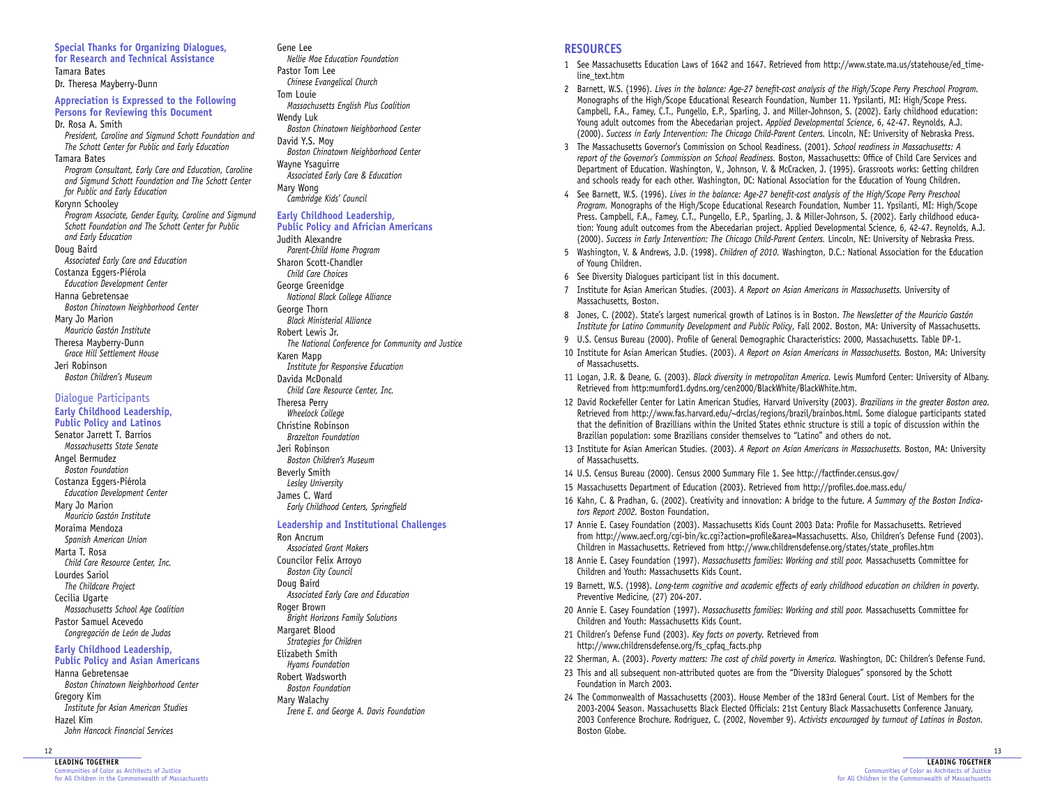### Special Thanks for Organizing Dialogues, for Research and Technical Assistance

Tamara Bates

Dr. Theresa Mayberry-Dunn

### Appreciation is Expressed to the Following Persons for Reviewing this Document

Dr. Rosa A. Smith
*President, Caroline and Sigmund Schott Foundation and The Schott Center for Public and Early Education*

Tamara Bates
*Program Consultant, Early Care and Education, Caroline and Sigmund Schott Foundation and The Schott Center for Public and Early Education*

Korynn Schooley
*Program Associate, Gender Equity, Caroline and Sigmund Schott Foundation and The Schott Center for Public and Early Education*

Doug Baird
*Associated Early Care and Education*

Costanza Eggers-Piérola
*Education Development Center*

Hanna Gebretensae
*Boston Chinatown Neighborhood Center*

Mary Jo Marion
*Mauricio Gastón Institute*

Theresa Mayberry-Dunn
*Grace Hill Settlement House*

Jeri Robinson
*Boston Children's Museum*

## Dialogue Participants

### Early Childhood Leadership, Public Policy and Latinos

Senator Jarrett T. Barrios
*Massachusetts State Senate*

Angel Bermudez
*Boston Foundation*

Costanza Eggers-Piérola
*Education Development Center*

Mary Jo Marion
*Mauricio Gastón Institute*

Moraima Mendoza
*Spanish American Union*

Marta T. Rosa
*Child Care Resource Center, Inc.*

Lourdes Sariol
*The Childcare Project*

Cecilia Ugarte
*Massachusetts School Age Coalition*

Pastor Samuel Acevedo
*Congregación de León de Judas*

### Early Childhood Leadership, Public Policy and Asian Americans

Hanna Gebretensae
*Boston Chinatown Neighborhood Center*

Gregory Kim
*Institute for Asian American Studies*

Hazel Kim
*John Hancock Financial Services*

Gene Lee
*Nellie Mae Education Foundation*

Pastor Tom Lee
*Chinese Evangelical Church*

Tom Louie
*Massachusetts English Plus Coalition*

Wendy Luk
*Boston Chinatown Neighborhood Center*

David Y.S. Moy
*Boston Chinatown Neighborhood Center*

Wayne Ysaguirre
*Associated Early Care & Education*

Mary Wong
*Cambridge Kids' Council*

### Early Childhood Leadership, Public Policy and Africian Americans

Judith Alexandre
*Parent-Child Home Program*

Sharon Scott-Chandler
*Child Care Choices*

George Greenidge
*National Black College Alliance*

George Thorn
*Black Ministerial Alliance*

Robert Lewis Jr.
*The National Conference for Community and Justice*

Karen Mapp
*Institute for Responsive Education*

Davida McDonald
*Child Care Resource Center, Inc.*

Theresa Perry
*Wheelock College*

Christine Robinson
*Brazelton Foundation*

Jeri Robinson
*Boston Children's Museum*

Beverly Smith
*Lesley University*

James C. Ward
*Early Childhood Centers, Springfield*

### Leadership and Institutional Challenges

Ron Ancrum
*Associated Grant Makers*

Councilor Felix Arroyo
*Boston City Council*

Doug Baird
*Associated Early Care and Education*

Roger Brown
*Bright Horizons Family Solutions*

Margaret Blood
*Strategies for Children*

Elizabeth Smith
*Hyams Foundation*

Robert Wadsworth
*Boston Foundation*

Mary Walachy
*Irene E. and George A. Davis Foundation*

## RESOURCES

1. See Massachusetts Education Laws of 1642 and 1647. Retrieved from http://www.state.ma.us/statehouse/ed_timeline_text.htm
2. Barnett, W.S. (1996). *Lives in the balance: Age-27 benefit-cost analysis of the High/Scope Perry Preschool Program.* Monographs of the High/Scope Educational Research Foundation, Number 11. Ypsilanti, MI: High/Scope Press. Campbell, F.A., Famey, C.T., Pungello, E.P., Sparling, J. and Miller-Johnson, S. (2002). Early childhood education: Young adult outcomes from the Abecedarian project. *Applied Developmental Science*, 6, 42-47. Reynolds, A.J. (2000). *Success in Early Intervention: The Chicago Child-Parent Centers.* Lincoln, NE: University of Nebraska Press.
3. The Massachusetts Governor's Commission on School Readiness. (2001). *School readiness in Massachusetts: A report of the Governor's Commission on School Readiness.* Boston, Massachusetts: Office of Child Care Services and Department of Education. Washington, V., Johnson, V. & McCracken, J. (1995). Grassroots works: Getting children and schools ready for each other. Washington, DC: National Association for the Education of Young Children.
4. See Barnett, W.S. (1996). *Lives in the balance: Age-27 benefit-cost analysis of the High/Scope Perry Preschool Program.* Monographs of the High/Scope Educational Research Foundation, Number 11. Ypsilanti, MI: High/Scope Press. Campbell, F.A., Famey, C.T., Pungello, E.P., Sparling, J. & Miller-Johnson, S. (2002). Early childhood education: Young adult outcomes from the Abecedarian project. Applied Developmental Science, 6, 42-47. Reynolds, A.J. (2000). *Success in Early Intervention: The Chicago Child-Parent Centers.* Lincoln, NE: University of Nebraska Press.
5. Washington, V. & Andrews, J.D. (1998). *Children of 2010.* Washington, D.C.: National Association for the Education of Young Children.
6. See Diversity Dialogues participant list in this document.
7. Institute for Asian American Studies. (2003). *A Report on Asian Americans in Massachusetts.* University of Massachusetts, Boston.
8. Jones, C. (2002). State's largest numerical growth of Latinos is in Boston. *The Newsletter of the Mauricio Gastón Institute for Latino Community Development and Public Policy*, Fall 2002. Boston, MA: University of Massachusetts.
9. U.S. Census Bureau (2000). Profile of General Demographic Characteristics: 2000, Massachusetts. Table DP-1.
10. Institute for Asian American Studies. (2003). *A Report on Asian Americans in Massachusetts.* Boston, MA: University of Massachusetts.
11. Logan, J.R. & Deane, G. (2003). *Black diversity in metropolitan America.* Lewis Mumford Center: University of Albany. Retrieved from http:mumford1.dydns.org/cen2000/BlackWhite/BlackWhite.htm.
12. David Rockefeller Center for Latin American Studies, Harvard University (2003). *Brazilians in the greater Boston area.* Retrieved from http://www.fas.harvard.edu/~drclas/regions/brazil/brainbos.html. Some dialogue participants stated that the definition of Brazillians within the United States ethnic structure is still a topic of discussion within the Brazilian population: some Brazilians consider themselves to "Latino" and others do not.
13. Institute for Asian American Studies. (2003). *A Report on Asian Americans in Massachusetts.* Boston, MA: University of Massachusetts.
14. U.S. Census Bureau (2000). Census 2000 Summary File 1. See http://factfinder.census.gov/
15. Massachusetts Department of Education (2003). Retrieved from http://profiles.doe.mass.edu/
16. Kahn, C. & Pradhan, G. (2002). Creativity and innovation: A bridge to the future. *A Summary of the Boston Indicators Report 2002.* Boston Foundation.
17. Annie E. Casey Foundation (2003). Massachusetts Kids Count 2003 Data: Profile for Massachusetts. Retrieved from http://www.aecf.org/cgi-bin/kc.cgi?action=profile&area=Massachusetts. Also, Children's Defense Fund (2003). Children in Massachusetts. Retrieved from http://www.childrensdefense.org/states/state_profiles.htm
18. Annie E. Casey Foundation (1997). *Massachusetts families: Working and still poor.* Massachusetts Committee for Children and Youth: Massachusetts Kids Count.
19. Barnett, W.S. (1998). *Long-term cognitive and academic effects of early childhood education on children in poverty.* Preventive Medicine, (27) 204-207.
20. Annie E. Casey Foundation (1997). *Massachusetts families: Working and still poor.* Massachusetts Committee for Children and Youth: Massachusetts Kids Count.
21. Children's Defense Fund (2003). *Key facts on poverty.* Retrieved from http://www.childrensdefense.org/fs_cpfaq_facts.php
22. Sherman, A. (2003). *Poverty matters: The cost of child poverty in America.* Washington, DC: Children's Defense Fund.
23. This and all subsequent non-attributed quotes are from the "Diversity Dialogues" sponsored by the Schott Foundation in March 2003.
24. The Commonwealth of Massachusetts (2003). House Member of the 183rd General Court. List of Members for the 2003-2004 Season. Massachusetts Black Elected Officials: 21st Century Black Massachusetts Conference January, 2003 Conference Brochure. Rodriguez, C. (2002, November 9). *Activists encouraged by turnout of Latinos in Boston.* Boston Globe.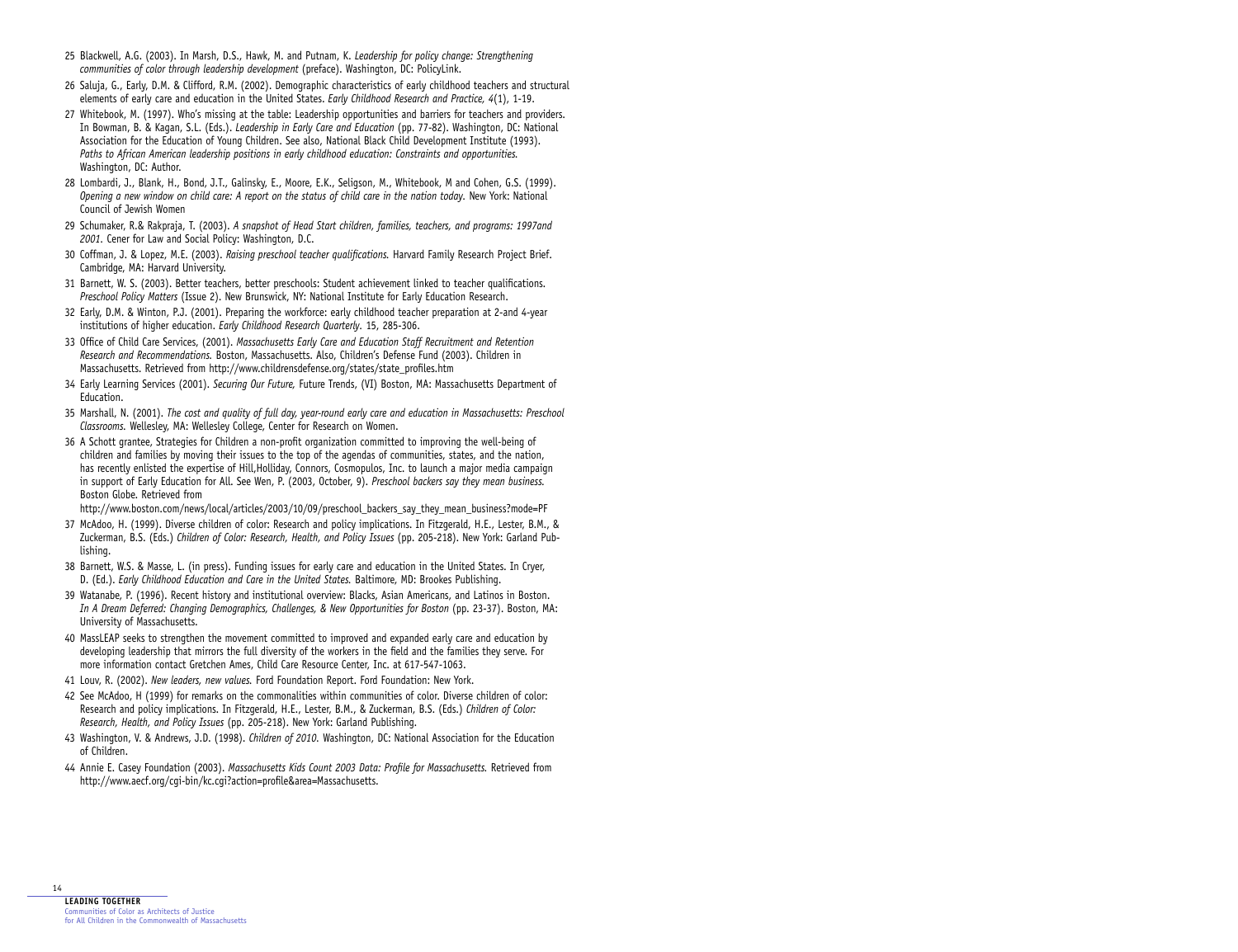25 Blackwell, A.G. (2003). In Marsh, D.S., Hawk, M. and Putnam, K. *Leadership for policy change: Strengthening communities of color through leadership development* (preface). Washington, DC: PolicyLink.

26 Saluja, G., Early, D.M. & Clifford, R.M. (2002). Demographic characteristics of early childhood teachers and structural elements of early care and education in the United States. *Early Childhood Research and Practice, 4*(1), 1-19.

27 Whitebook, M. (1997). Who's missing at the table: Leadership opportunities and barriers for teachers and providers. In Bowman, B. & Kagan, S.L. (Eds.). *Leadership in Early Care and Education* (pp. 77-82). Washington, DC: National Association for the Education of Young Children. See also, National Black Child Development Institute (1993). *Paths to African American leadership positions in early childhood education: Constraints and opportunities.* Washington, DC: Author.

28 Lombardi, J., Blank, H., Bond, J.T., Galinsky, E., Moore, E.K., Seligson, M., Whitebook, M and Cohen, G.S. (1999). *Opening a new window on child care: A report on the status of child care in the nation today.* New York: National Council of Jewish Women

29 Schumaker, R.& Rakpraja, T. (2003). *A snapshot of Head Start children, families, teachers, and programs: 1997and 2001.* Cener for Law and Social Policy: Washington, D.C.

30 Coffman, J. & Lopez, M.E. (2003). *Raising preschool teacher qualifications.* Harvard Family Research Project Brief. Cambridge, MA: Harvard University.

31 Barnett, W. S. (2003). Better teachers, better preschools: Student achievement linked to teacher qualifications. *Preschool Policy Matters* (Issue 2). New Brunswick, NY: National Institute for Early Education Research.

32 Early, D.M. & Winton, P.J. (2001). Preparing the workforce: early childhood teacher preparation at 2-and 4-year institutions of higher education. *Early Childhood Research Quarterly*. 15, 285-306.

33 Office of Child Care Services, (2001). *Massachusetts Early Care and Education Staff Recruitment and Retention Research and Recommendations.* Boston, Massachusetts. Also, Children's Defense Fund (2003). Children in Massachusetts. Retrieved from http://www.childrensdefense.org/states/state_profiles.htm

34 Early Learning Services (2001). *Securing Our Future,* Future Trends, (VI) Boston, MA: Massachusetts Department of Education.

35 Marshall, N. (2001). *The cost and quality of full day, year-round early care and education in Massachusetts: Preschool Classrooms.* Wellesley, MA: Wellesley College, Center for Research on Women.

36 A Schott grantee, Strategies for Children a non-profit organization committed to improving the well-being of children and families by moving their issues to the top of the agendas of communities, states, and the nation, has recently enlisted the expertise of Hill,Holliday, Connors, Cosmopulos, Inc. to launch a major media campaign in support of Early Education for All. See Wen, P. (2003, October, 9). *Preschool backers say they mean business.* Boston Globe. Retrieved from http://www.boston.com/news/local/articles/2003/10/09/preschool_backers_say_they_mean_business?mode=PF

37 McAdoo, H. (1999). Diverse children of color: Research and policy implications. In Fitzgerald, H.E., Lester, B.M., & Zuckerman, B.S. (Eds.) *Children of Color: Research, Health, and Policy Issues* (pp. 205-218). New York: Garland Publishing.

38 Barnett, W.S. & Masse, L. (in press). Funding issues for early care and education in the United States. In Cryer, D. (Ed.). *Early Childhood Education and Care in the United States.* Baltimore, MD: Brookes Publishing.

39 Watanabe, P. (1996). Recent history and institutional overview: Blacks, Asian Americans, and Latinos in Boston. *In A Dream Deferred: Changing Demographics, Challenges, & New Opportunities for Boston* (pp. 23-37). Boston, MA: University of Massachusetts.

40 MassLEAP seeks to strengthen the movement committed to improved and expanded early care and education by developing leadership that mirrors the full diversity of the workers in the field and the families they serve. For more information contact Gretchen Ames, Child Care Resource Center, Inc. at 617-547-1063.

41 Louv, R. (2002). *New leaders, new values.* Ford Foundation Report. Ford Foundation: New York.

42 See McAdoo, H (1999) for remarks on the commonalities within communities of color. Diverse children of color: Research and policy implications. In Fitzgerald, H.E., Lester, B.M., & Zuckerman, B.S. (Eds.) *Children of Color: Research, Health, and Policy Issues* (pp. 205-218). New York: Garland Publishing.

43 Washington, V. & Andrews, J.D. (1998). *Children of 2010.* Washington, DC: National Association for the Education of Children.

44 Annie E. Casey Foundation (2003). *Massachusetts Kids Count 2003 Data: Profile for Massachusetts.* Retrieved from http://www.aecf.org/cgi-bin/kc.cgi?action=profile&area=Massachusetts.